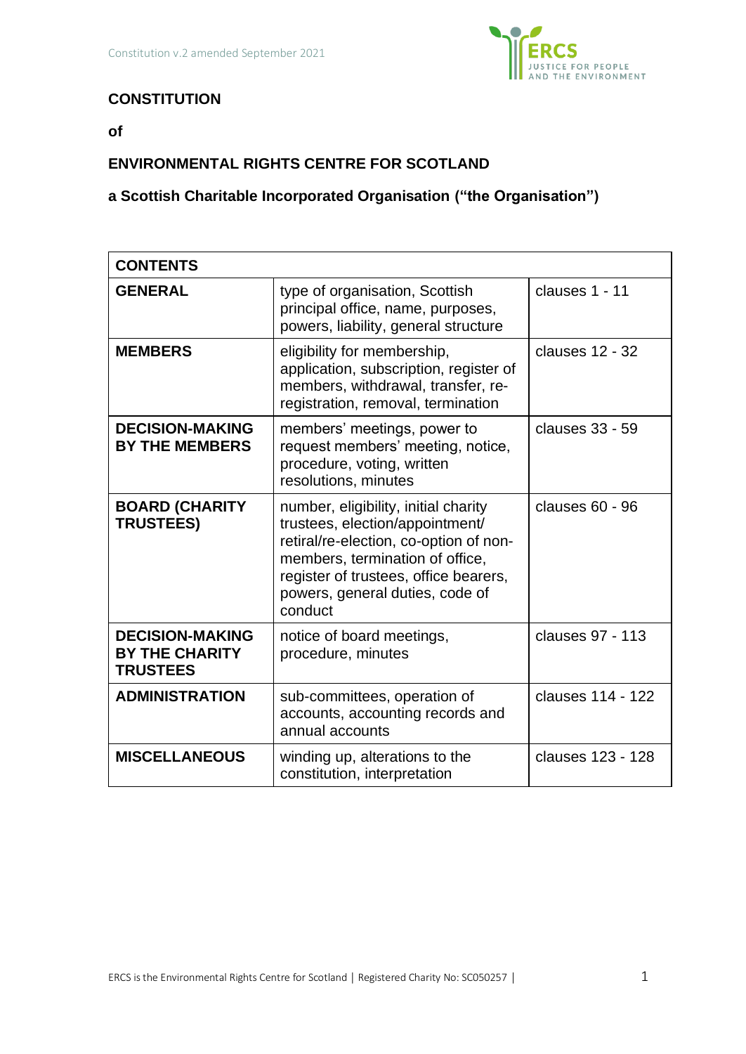**CONSTITUTION**

**of**

**ENVIRONMENTAL RIGHTS CENTRE FOR SCOTLAND**

**a Scottish Charitable Incorporated Organisation ("the Organisation")**

| **CONTENTS** | | |
|---|---|---|
| **GENERAL** | type of organisation, Scottish principal office, name, purposes, powers, liability, general structure | clauses 1 - 11 |
| **MEMBERS** | eligibility for membership, application, subscription, register of members, withdrawal, transfer, re-registration, removal, termination | clauses 12 - 32 |
| **DECISION-MAKING BY THE MEMBERS** | members' meetings, power to request members' meeting, notice, procedure, voting, written resolutions, minutes | clauses 33 - 59 |
| **BOARD (CHARITY TRUSTEES)** | number, eligibility, initial charity trustees, election/appointment/ retiral/re-election, co-option of non-members, termination of office, register of trustees, office bearers, powers, general duties, code of conduct | clauses 60 - 96 |
| **DECISION-MAKING BY THE CHARITY TRUSTEES** | notice of board meetings, procedure, minutes | clauses 97 - 113 |
| **ADMINISTRATION** | sub-committees, operation of accounts, accounting records and annual accounts | clauses 114 - 122 |
| **MISCELLANEOUS** | winding up, alterations to the constitution, interpretation | clauses 123 - 128 |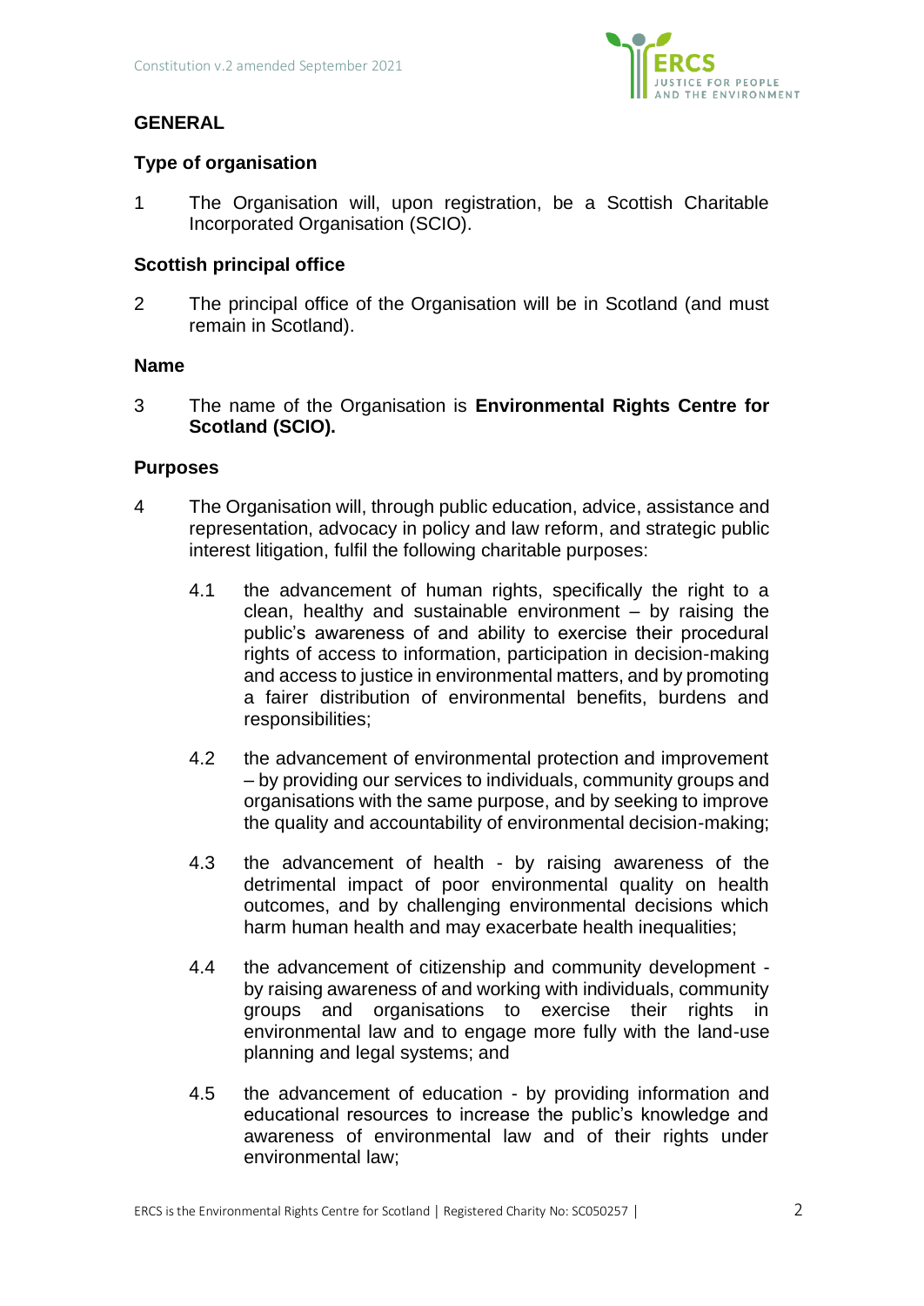## GENERAL

### Type of organisation

1 The Organisation will, upon registration, be a Scottish Charitable Incorporated Organisation (SCIO).

### Scottish principal office

2 The principal office of the Organisation will be in Scotland (and must remain in Scotland).

### Name

3 The name of the Organisation is **Environmental Rights Centre for Scotland (SCIO).**

### Purposes

4 The Organisation will, through public education, advice, assistance and representation, advocacy in policy and law reform, and strategic public interest litigation, fulfil the following charitable purposes:

4.1 the advancement of human rights, specifically the right to a clean, healthy and sustainable environment – by raising the public's awareness of and ability to exercise their procedural rights of access to information, participation in decision-making and access to justice in environmental matters, and by promoting a fairer distribution of environmental benefits, burdens and responsibilities;

4.2 the advancement of environmental protection and improvement – by providing our services to individuals, community groups and organisations with the same purpose, and by seeking to improve the quality and accountability of environmental decision-making;

4.3 the advancement of health - by raising awareness of the detrimental impact of poor environmental quality on health outcomes, and by challenging environmental decisions which harm human health and may exacerbate health inequalities;

4.4 the advancement of citizenship and community development - by raising awareness of and working with individuals, community groups and organisations to exercise their rights in environmental law and to engage more fully with the land-use planning and legal systems; and

4.5 the advancement of education - by providing information and educational resources to increase the public's knowledge and awareness of environmental law and of their rights under environmental law;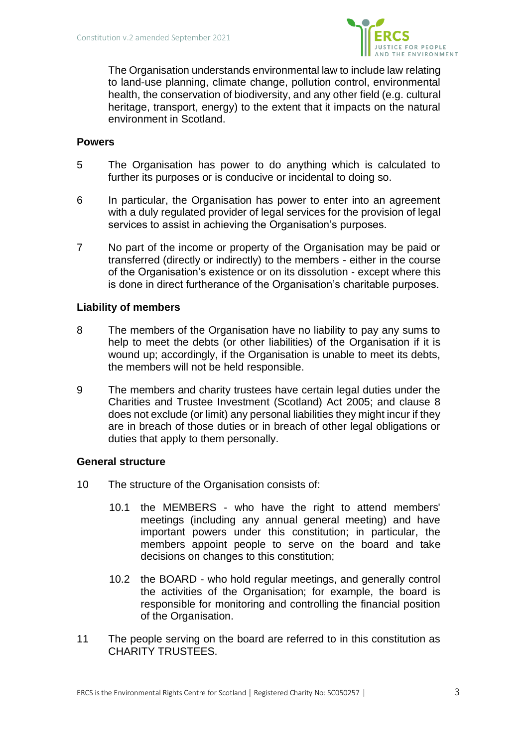The Organisation understands environmental law to include law relating to land-use planning, climate change, pollution control, environmental health, the conservation of biodiversity, and any other field (e.g. cultural heritage, transport, energy) to the extent that it impacts on the natural environment in Scotland.

**Powers**

5 The Organisation has power to do anything which is calculated to further its purposes or is conducive or incidental to doing so.

6 In particular, the Organisation has power to enter into an agreement with a duly regulated provider of legal services for the provision of legal services to assist in achieving the Organisation's purposes.

7 No part of the income or property of the Organisation may be paid or transferred (directly or indirectly) to the members - either in the course of the Organisation's existence or on its dissolution - except where this is done in direct furtherance of the Organisation's charitable purposes.

**Liability of members**

8 The members of the Organisation have no liability to pay any sums to help to meet the debts (or other liabilities) of the Organisation if it is wound up; accordingly, if the Organisation is unable to meet its debts, the members will not be held responsible.

9 The members and charity trustees have certain legal duties under the Charities and Trustee Investment (Scotland) Act 2005; and clause 8 does not exclude (or limit) any personal liabilities they might incur if they are in breach of those duties or in breach of other legal obligations or duties that apply to them personally.

**General structure**

10 The structure of the Organisation consists of:

10.1 the MEMBERS - who have the right to attend members' meetings (including any annual general meeting) and have important powers under this constitution; in particular, the members appoint people to serve on the board and take decisions on changes to this constitution;

10.2 the BOARD - who hold regular meetings, and generally control the activities of the Organisation; for example, the board is responsible for monitoring and controlling the financial position of the Organisation.

11 The people serving on the board are referred to in this constitution as CHARITY TRUSTEES.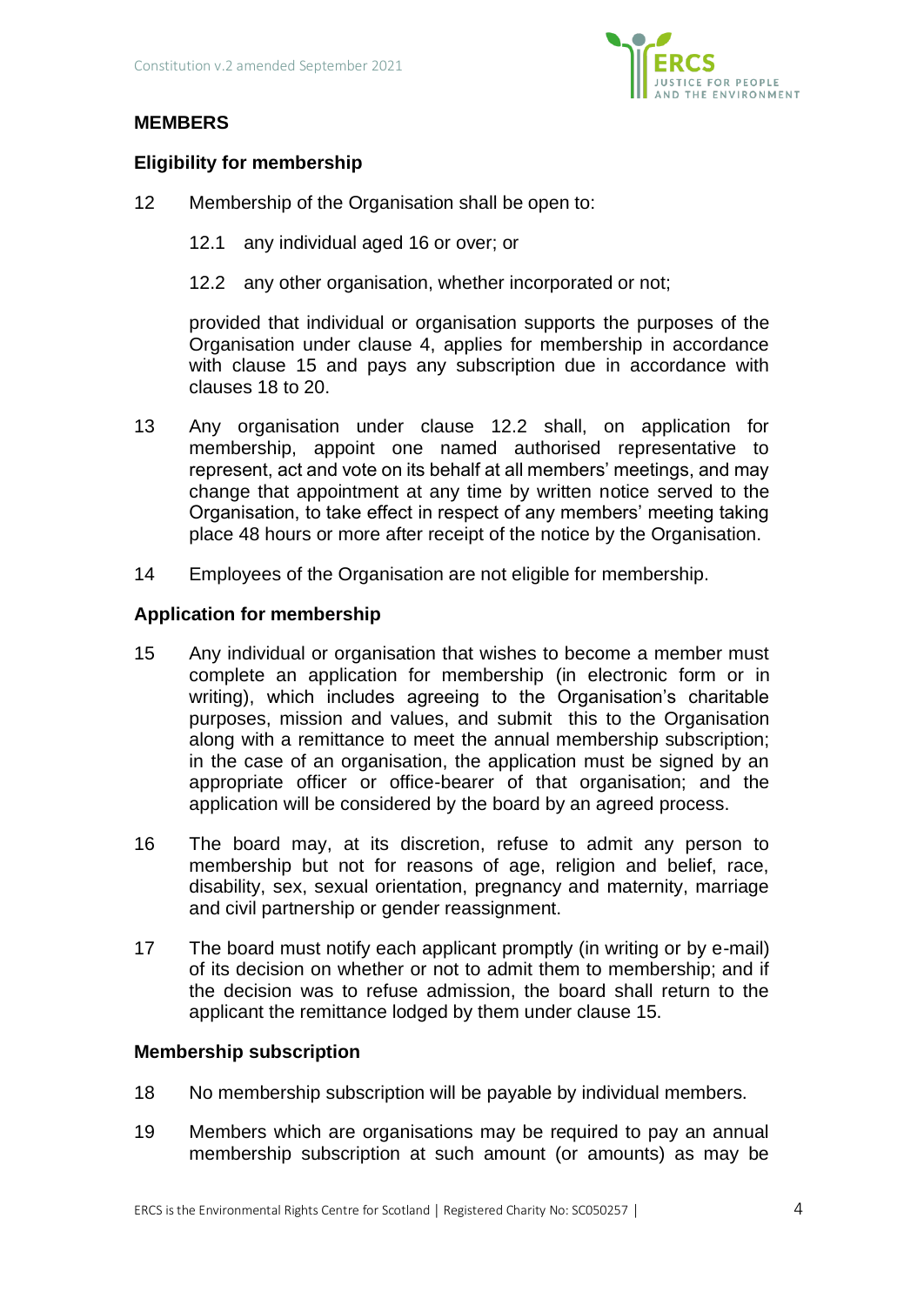## MEMBERS

### Eligibility for membership

12 Membership of the Organisation shall be open to:

12.1 any individual aged 16 or over; or

12.2 any other organisation, whether incorporated or not;

provided that individual or organisation supports the purposes of the Organisation under clause 4, applies for membership in accordance with clause 15 and pays any subscription due in accordance with clauses 18 to 20.

13 Any organisation under clause 12.2 shall, on application for membership, appoint one named authorised representative to represent, act and vote on its behalf at all members' meetings, and may change that appointment at any time by written notice served to the Organisation, to take effect in respect of any members' meeting taking place 48 hours or more after receipt of the notice by the Organisation.

14 Employees of the Organisation are not eligible for membership.

### Application for membership

15 Any individual or organisation that wishes to become a member must complete an application for membership (in electronic form or in writing), which includes agreeing to the Organisation's charitable purposes, mission and values, and submit this to the Organisation along with a remittance to meet the annual membership subscription; in the case of an organisation, the application must be signed by an appropriate officer or office-bearer of that organisation; and the application will be considered by the board by an agreed process.

16 The board may, at its discretion, refuse to admit any person to membership but not for reasons of age, religion and belief, race, disability, sex, sexual orientation, pregnancy and maternity, marriage and civil partnership or gender reassignment.

17 The board must notify each applicant promptly (in writing or by e-mail) of its decision on whether or not to admit them to membership; and if the decision was to refuse admission, the board shall return to the applicant the remittance lodged by them under clause 15.

### Membership subscription

18 No membership subscription will be payable by individual members.

19 Members which are organisations may be required to pay an annual membership subscription at such amount (or amounts) as may be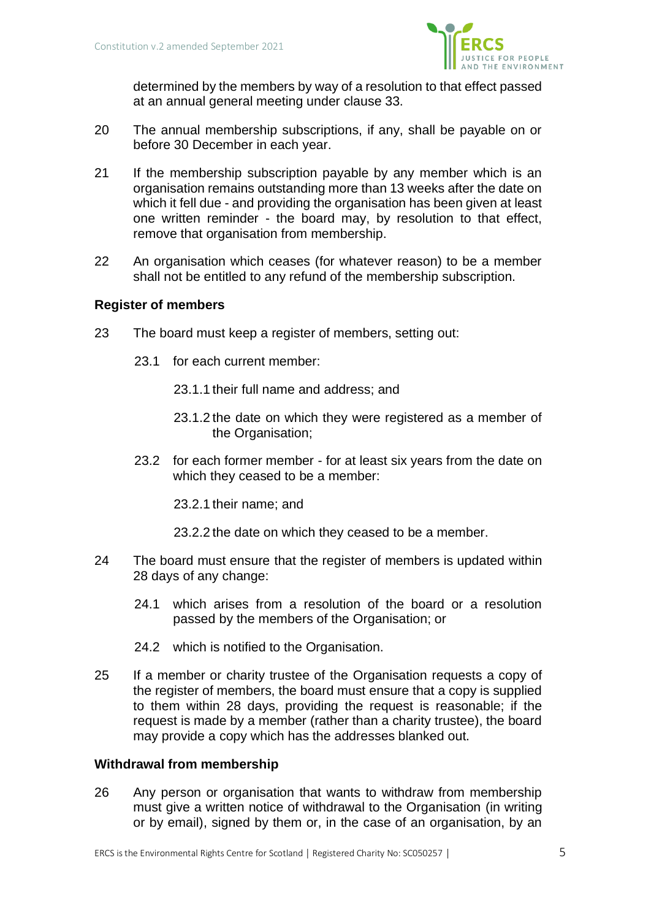determined by the members by way of a resolution to that effect passed at an annual general meeting under clause 33.

20 The annual membership subscriptions, if any, shall be payable on or before 30 December in each year.

21 If the membership subscription payable by any member which is an organisation remains outstanding more than 13 weeks after the date on which it fell due - and providing the organisation has been given at least one written reminder - the board may, by resolution to that effect, remove that organisation from membership.

22 An organisation which ceases (for whatever reason) to be a member shall not be entitled to any refund of the membership subscription.

**Register of members**

23 The board must keep a register of members, setting out:

23.1 for each current member:

23.1.1 their full name and address; and

23.1.2 the date on which they were registered as a member of the Organisation;

23.2 for each former member - for at least six years from the date on which they ceased to be a member:

23.2.1 their name; and

23.2.2 the date on which they ceased to be a member.

24 The board must ensure that the register of members is updated within 28 days of any change:

24.1 which arises from a resolution of the board or a resolution passed by the members of the Organisation; or

24.2 which is notified to the Organisation.

25 If a member or charity trustee of the Organisation requests a copy of the register of members, the board must ensure that a copy is supplied to them within 28 days, providing the request is reasonable; if the request is made by a member (rather than a charity trustee), the board may provide a copy which has the addresses blanked out.

**Withdrawal from membership**

26 Any person or organisation that wants to withdraw from membership must give a written notice of withdrawal to the Organisation (in writing or by email), signed by them or, in the case of an organisation, by an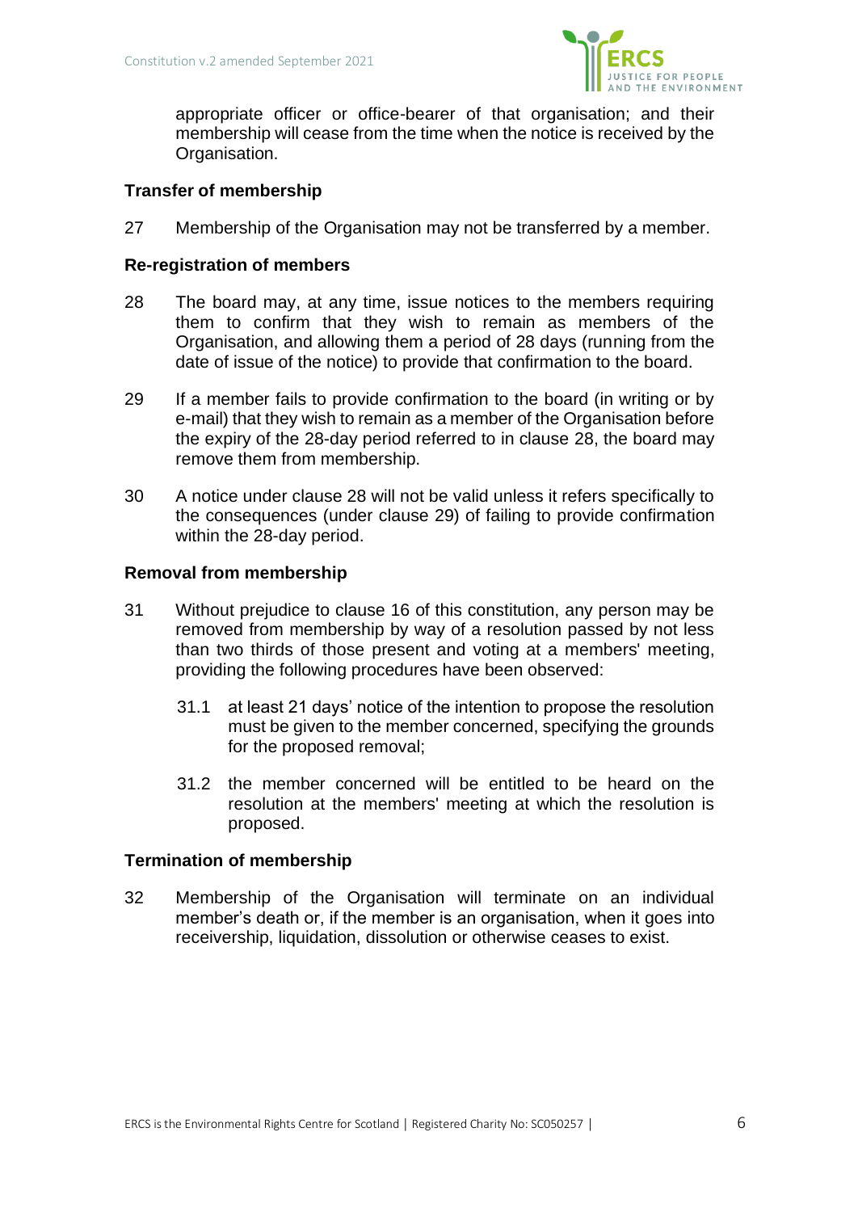appropriate officer or office-bearer of that organisation; and their membership will cease from the time when the notice is received by the Organisation.

### Transfer of membership

27 Membership of the Organisation may not be transferred by a member.

### Re-registration of members

28 The board may, at any time, issue notices to the members requiring them to confirm that they wish to remain as members of the Organisation, and allowing them a period of 28 days (running from the date of issue of the notice) to provide that confirmation to the board.

29 If a member fails to provide confirmation to the board (in writing or by e-mail) that they wish to remain as a member of the Organisation before the expiry of the 28-day period referred to in clause 28, the board may remove them from membership.

30 A notice under clause 28 will not be valid unless it refers specifically to the consequences (under clause 29) of failing to provide confirmation within the 28-day period.

### Removal from membership

31 Without prejudice to clause 16 of this constitution, any person may be removed from membership by way of a resolution passed by not less than two thirds of those present and voting at a members' meeting, providing the following procedures have been observed:

- 31.1 at least 21 days' notice of the intention to propose the resolution must be given to the member concerned, specifying the grounds for the proposed removal;

- 31.2 the member concerned will be entitled to be heard on the resolution at the members' meeting at which the resolution is proposed.

### Termination of membership

32 Membership of the Organisation will terminate on an individual member's death or, if the member is an organisation, when it goes into receivership, liquidation, dissolution or otherwise ceases to exist.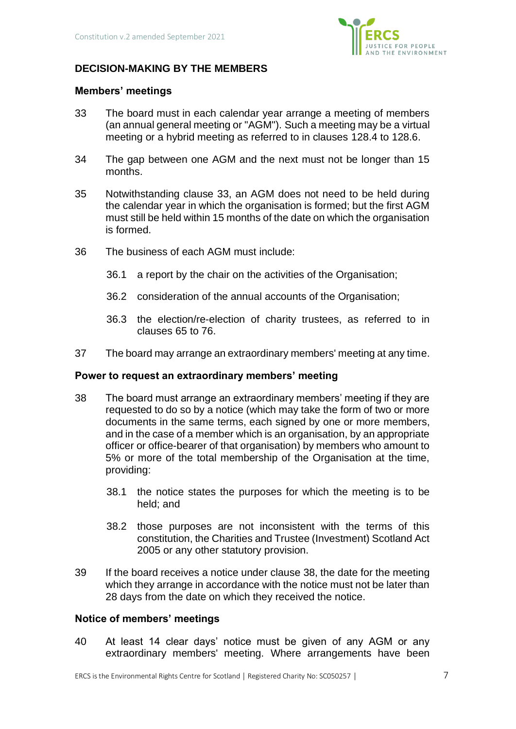## DECISION-MAKING BY THE MEMBERS

### Members' meetings

33 The board must in each calendar year arrange a meeting of members (an annual general meeting or "AGM"). Such a meeting may be a virtual meeting or a hybrid meeting as referred to in clauses 128.4 to 128.6.

34 The gap between one AGM and the next must not be longer than 15 months.

35 Notwithstanding clause 33, an AGM does not need to be held during the calendar year in which the organisation is formed; but the first AGM must still be held within 15 months of the date on which the organisation is formed.

36 The business of each AGM must include:

- 36.1 a report by the chair on the activities of the Organisation;
- 36.2 consideration of the annual accounts of the Organisation;
- 36.3 the election/re-election of charity trustees, as referred to in clauses 65 to 76.

37 The board may arrange an extraordinary members' meeting at any time.

### Power to request an extraordinary members' meeting

38 The board must arrange an extraordinary members' meeting if they are requested to do so by a notice (which may take the form of two or more documents in the same terms, each signed by one or more members, and in the case of a member which is an organisation, by an appropriate officer or office-bearer of that organisation) by members who amount to 5% or more of the total membership of the Organisation at the time, providing:

- 38.1 the notice states the purposes for which the meeting is to be held; and
- 38.2 those purposes are not inconsistent with the terms of this constitution, the Charities and Trustee (Investment) Scotland Act 2005 or any other statutory provision.

39 If the board receives a notice under clause 38, the date for the meeting which they arrange in accordance with the notice must not be later than 28 days from the date on which they received the notice.

### Notice of members' meetings

40 At least 14 clear days' notice must be given of any AGM or any extraordinary members' meeting. Where arrangements have been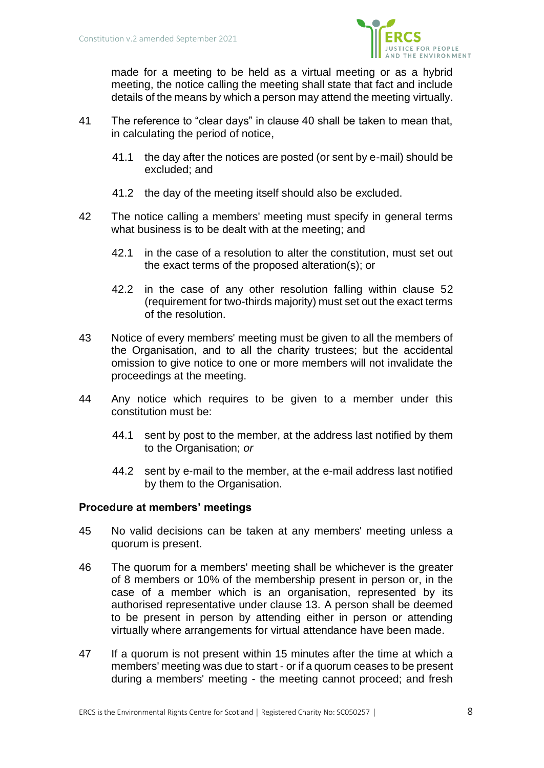made for a meeting to be held as a virtual meeting or as a hybrid meeting, the notice calling the meeting shall state that fact and include details of the means by which a person may attend the meeting virtually.

41 The reference to "clear days" in clause 40 shall be taken to mean that, in calculating the period of notice,

  41.1 the day after the notices are posted (or sent by e-mail) should be excluded; and

  41.2 the day of the meeting itself should also be excluded.

42 The notice calling a members' meeting must specify in general terms what business is to be dealt with at the meeting; and

  42.1 in the case of a resolution to alter the constitution, must set out the exact terms of the proposed alteration(s); or

  42.2 in the case of any other resolution falling within clause 52 (requirement for two-thirds majority) must set out the exact terms of the resolution.

43 Notice of every members' meeting must be given to all the members of the Organisation, and to all the charity trustees; but the accidental omission to give notice to one or more members will not invalidate the proceedings at the meeting.

44 Any notice which requires to be given to a member under this constitution must be:

  44.1 sent by post to the member, at the address last notified by them to the Organisation; *or*

  44.2 sent by e-mail to the member, at the e-mail address last notified by them to the Organisation.

**Procedure at members' meetings**

45 No valid decisions can be taken at any members' meeting unless a quorum is present.

46 The quorum for a members' meeting shall be whichever is the greater of 8 members or 10% of the membership present in person or, in the case of a member which is an organisation, represented by its authorised representative under clause 13. A person shall be deemed to be present in person by attending either in person or attending virtually where arrangements for virtual attendance have been made.

47 If a quorum is not present within 15 minutes after the time at which a members' meeting was due to start - or if a quorum ceases to be present during a members' meeting - the meeting cannot proceed; and fresh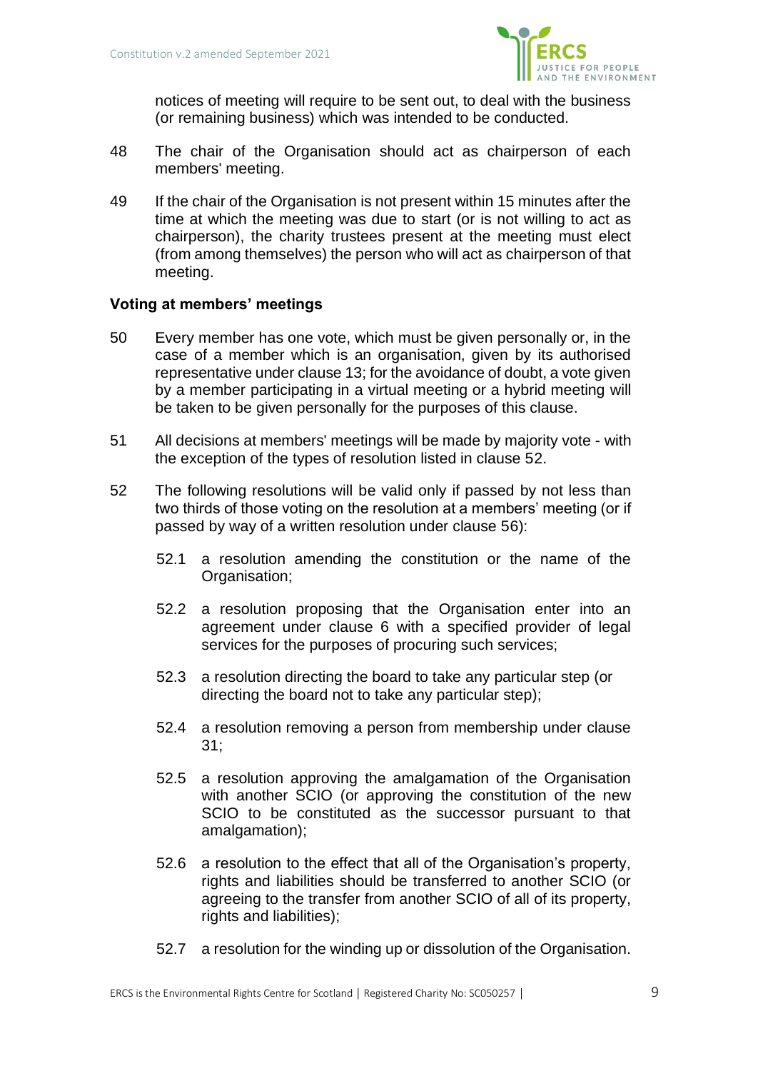notices of meeting will require to be sent out, to deal with the business (or remaining business) which was intended to be conducted.

48 The chair of the Organisation should act as chairperson of each members' meeting.

49 If the chair of the Organisation is not present within 15 minutes after the time at which the meeting was due to start (or is not willing to act as chairperson), the charity trustees present at the meeting must elect (from among themselves) the person who will act as chairperson of that meeting.

### Voting at members' meetings

50 Every member has one vote, which must be given personally or, in the case of a member which is an organisation, given by its authorised representative under clause 13; for the avoidance of doubt, a vote given by a member participating in a virtual meeting or a hybrid meeting will be taken to be given personally for the purposes of this clause.

51 All decisions at members' meetings will be made by majority vote - with the exception of the types of resolution listed in clause 52.

52 The following resolutions will be valid only if passed by not less than two thirds of those voting on the resolution at a members' meeting (or if passed by way of a written resolution under clause 56):

52.1 a resolution amending the constitution or the name of the Organisation;

52.2 a resolution proposing that the Organisation enter into an agreement under clause 6 with a specified provider of legal services for the purposes of procuring such services;

52.3 a resolution directing the board to take any particular step (or directing the board not to take any particular step);

52.4 a resolution removing a person from membership under clause 31;

52.5 a resolution approving the amalgamation of the Organisation with another SCIO (or approving the constitution of the new SCIO to be constituted as the successor pursuant to that amalgamation);

52.6 a resolution to the effect that all of the Organisation's property, rights and liabilities should be transferred to another SCIO (or agreeing to the transfer from another SCIO of all of its property, rights and liabilities);

52.7 a resolution for the winding up or dissolution of the Organisation.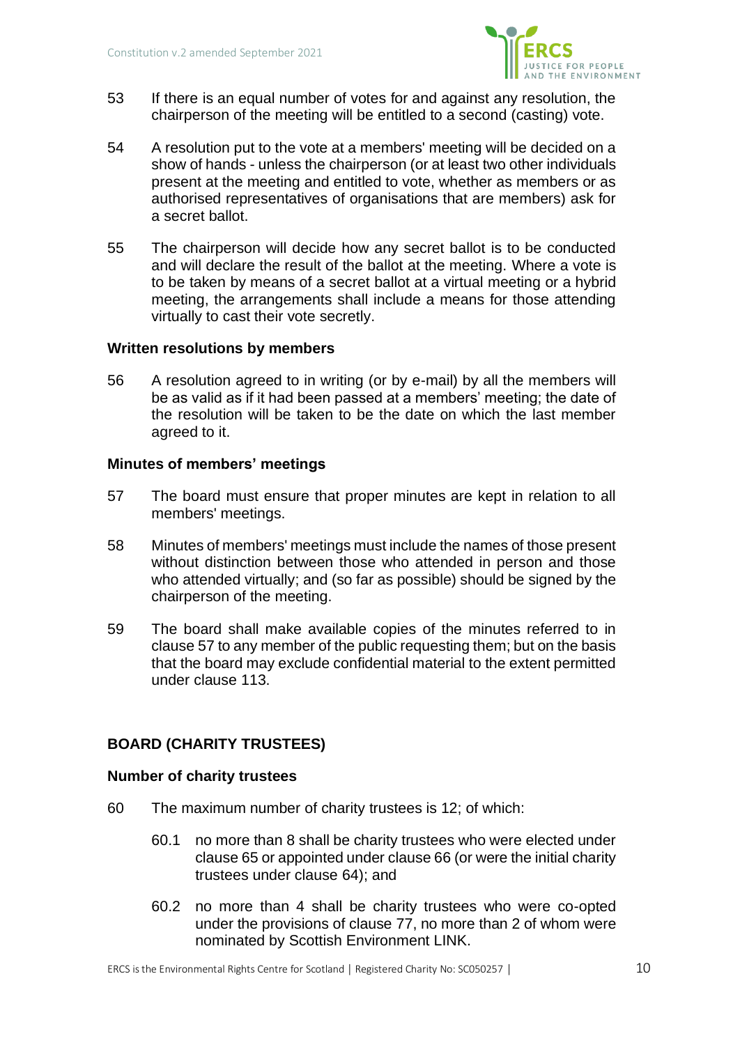53 If there is an equal number of votes for and against any resolution, the chairperson of the meeting will be entitled to a second (casting) vote.

54 A resolution put to the vote at a members' meeting will be decided on a show of hands - unless the chairperson (or at least two other individuals present at the meeting and entitled to vote, whether as members or as authorised representatives of organisations that are members) ask for a secret ballot.

55 The chairperson will decide how any secret ballot is to be conducted and will declare the result of the ballot at the meeting. Where a vote is to be taken by means of a secret ballot at a virtual meeting or a hybrid meeting, the arrangements shall include a means for those attending virtually to cast their vote secretly.

**Written resolutions by members**

56 A resolution agreed to in writing (or by e-mail) by all the members will be as valid as if it had been passed at a members' meeting; the date of the resolution will be taken to be the date on which the last member agreed to it.

**Minutes of members' meetings**

57 The board must ensure that proper minutes are kept in relation to all members' meetings.

58 Minutes of members' meetings must include the names of those present without distinction between those who attended in person and those who attended virtually; and (so far as possible) should be signed by the chairperson of the meeting.

59 The board shall make available copies of the minutes referred to in clause 57 to any member of the public requesting them; but on the basis that the board may exclude confidential material to the extent permitted under clause 113.

## BOARD (CHARITY TRUSTEES)

**Number of charity trustees**

60 The maximum number of charity trustees is 12; of which:

60.1 no more than 8 shall be charity trustees who were elected under clause 65 or appointed under clause 66 (or were the initial charity trustees under clause 64); and

60.2 no more than 4 shall be charity trustees who were co-opted under the provisions of clause 77, no more than 2 of whom were nominated by Scottish Environment LINK.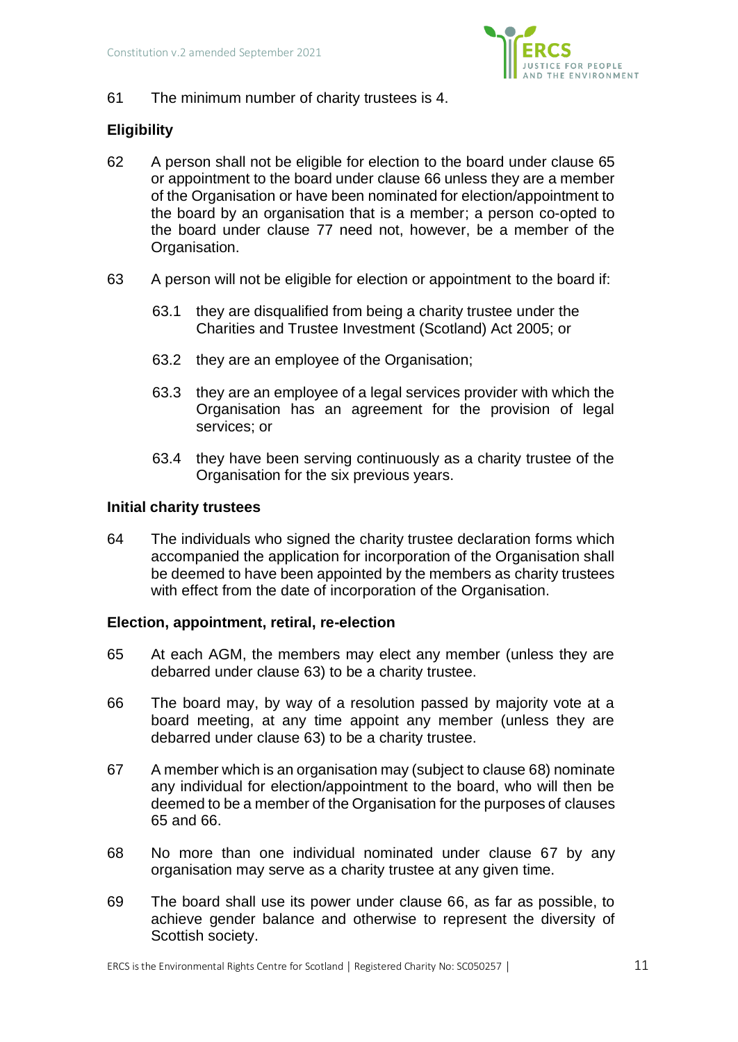61 The minimum number of charity trustees is 4.

**Eligibility**

62 A person shall not be eligible for election to the board under clause 65 or appointment to the board under clause 66 unless they are a member of the Organisation or have been nominated for election/appointment to the board by an organisation that is a member; a person co-opted to the board under clause 77 need not, however, be a member of the Organisation.

63 A person will not be eligible for election or appointment to the board if:

63.1 they are disqualified from being a charity trustee under the Charities and Trustee Investment (Scotland) Act 2005; or

63.2 they are an employee of the Organisation;

63.3 they are an employee of a legal services provider with which the Organisation has an agreement for the provision of legal services; or

63.4 they have been serving continuously as a charity trustee of the Organisation for the six previous years.

**Initial charity trustees**

64 The individuals who signed the charity trustee declaration forms which accompanied the application for incorporation of the Organisation shall be deemed to have been appointed by the members as charity trustees with effect from the date of incorporation of the Organisation.

**Election, appointment, retiral, re-election**

65 At each AGM, the members may elect any member (unless they are debarred under clause 63) to be a charity trustee.

66 The board may, by way of a resolution passed by majority vote at a board meeting, at any time appoint any member (unless they are debarred under clause 63) to be a charity trustee.

67 A member which is an organisation may (subject to clause 68) nominate any individual for election/appointment to the board, who will then be deemed to be a member of the Organisation for the purposes of clauses 65 and 66.

68 No more than one individual nominated under clause 67 by any organisation may serve as a charity trustee at any given time.

69 The board shall use its power under clause 66, as far as possible, to achieve gender balance and otherwise to represent the diversity of Scottish society.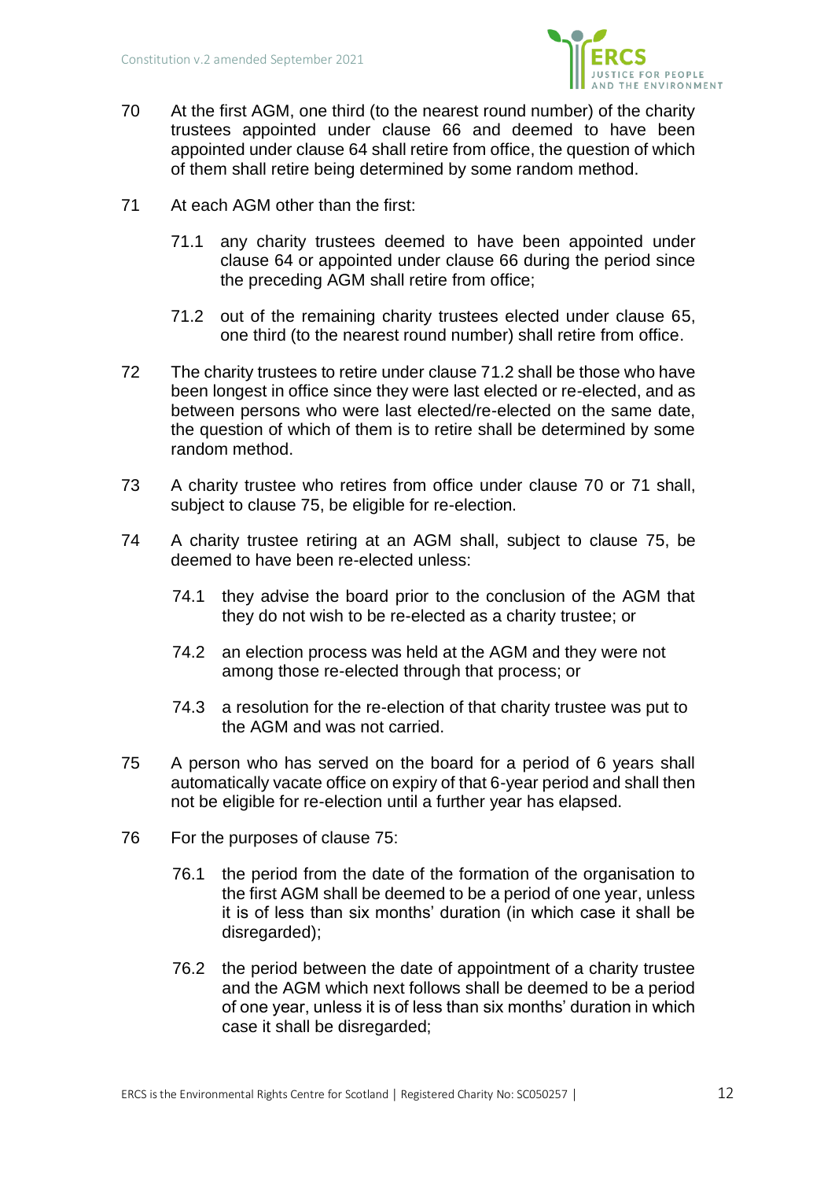70 At the first AGM, one third (to the nearest round number) of the charity trustees appointed under clause 66 and deemed to have been appointed under clause 64 shall retire from office, the question of which of them shall retire being determined by some random method.

71 At each AGM other than the first:

   71.1 any charity trustees deemed to have been appointed under clause 64 or appointed under clause 66 during the period since the preceding AGM shall retire from office;

   71.2 out of the remaining charity trustees elected under clause 65, one third (to the nearest round number) shall retire from office.

72 The charity trustees to retire under clause 71.2 shall be those who have been longest in office since they were last elected or re-elected, and as between persons who were last elected/re-elected on the same date, the question of which of them is to retire shall be determined by some random method.

73 A charity trustee who retires from office under clause 70 or 71 shall, subject to clause 75, be eligible for re-election.

74 A charity trustee retiring at an AGM shall, subject to clause 75, be deemed to have been re-elected unless:

   74.1 they advise the board prior to the conclusion of the AGM that they do not wish to be re-elected as a charity trustee; or

   74.2 an election process was held at the AGM and they were not among those re-elected through that process; or

   74.3 a resolution for the re-election of that charity trustee was put to the AGM and was not carried.

75 A person who has served on the board for a period of 6 years shall automatically vacate office on expiry of that 6-year period and shall then not be eligible for re-election until a further year has elapsed.

76 For the purposes of clause 75:

   76.1 the period from the date of the formation of the organisation to the first AGM shall be deemed to be a period of one year, unless it is of less than six months' duration (in which case it shall be disregarded);

   76.2 the period between the date of appointment of a charity trustee and the AGM which next follows shall be deemed to be a period of one year, unless it is of less than six months' duration in which case it shall be disregarded;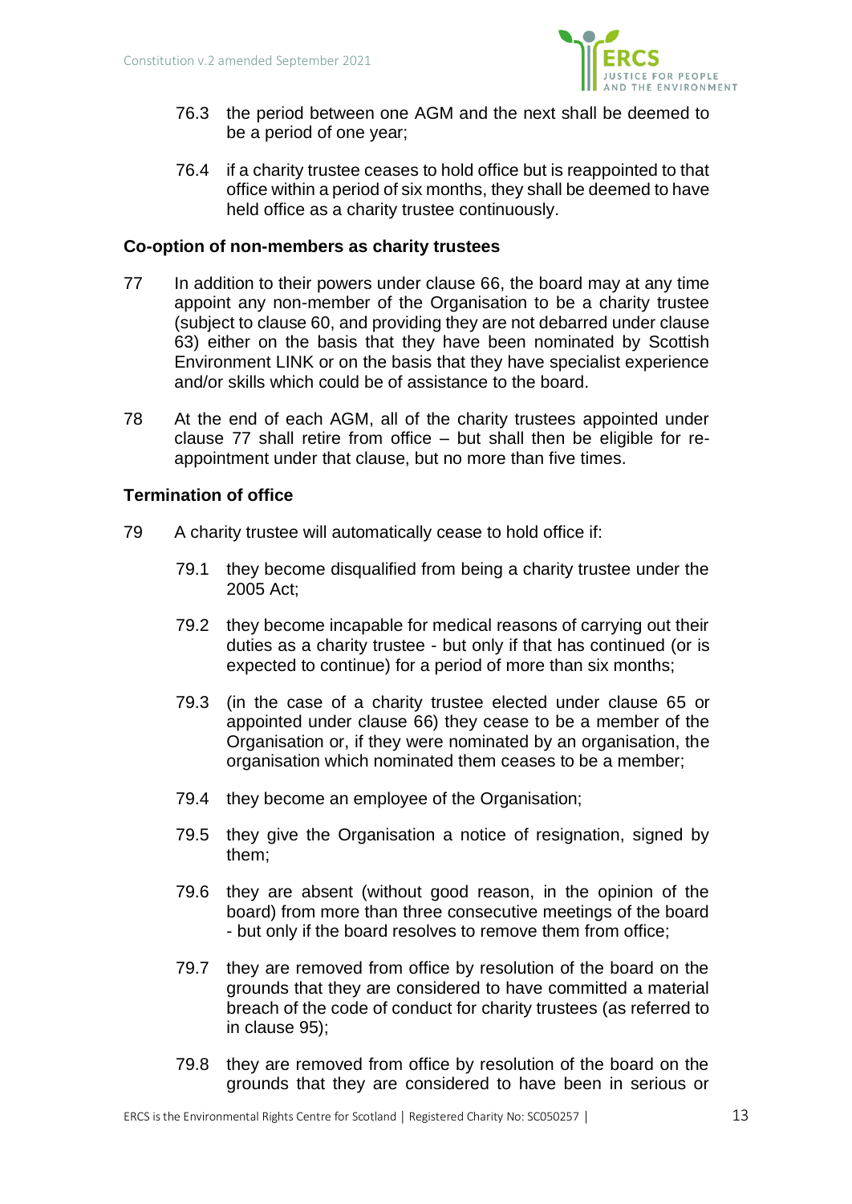76.3 the period between one AGM and the next shall be deemed to be a period of one year;

76.4 if a charity trustee ceases to hold office but is reappointed to that office within a period of six months, they shall be deemed to have held office as a charity trustee continuously.

**Co-option of non-members as charity trustees**

77 In addition to their powers under clause 66, the board may at any time appoint any non-member of the Organisation to be a charity trustee (subject to clause 60, and providing they are not debarred under clause 63) either on the basis that they have been nominated by Scottish Environment LINK or on the basis that they have specialist experience and/or skills which could be of assistance to the board.

78 At the end of each AGM, all of the charity trustees appointed under clause 77 shall retire from office – but shall then be eligible for re-appointment under that clause, but no more than five times.

**Termination of office**

79 A charity trustee will automatically cease to hold office if:

79.1 they become disqualified from being a charity trustee under the 2005 Act;

79.2 they become incapable for medical reasons of carrying out their duties as a charity trustee - but only if that has continued (or is expected to continue) for a period of more than six months;

79.3 (in the case of a charity trustee elected under clause 65 or appointed under clause 66) they cease to be a member of the Organisation or, if they were nominated by an organisation, the organisation which nominated them ceases to be a member;

79.4 they become an employee of the Organisation;

79.5 they give the Organisation a notice of resignation, signed by them;

79.6 they are absent (without good reason, in the opinion of the board) from more than three consecutive meetings of the board - but only if the board resolves to remove them from office;

79.7 they are removed from office by resolution of the board on the grounds that they are considered to have committed a material breach of the code of conduct for charity trustees (as referred to in clause 95);

79.8 they are removed from office by resolution of the board on the grounds that they are considered to have been in serious or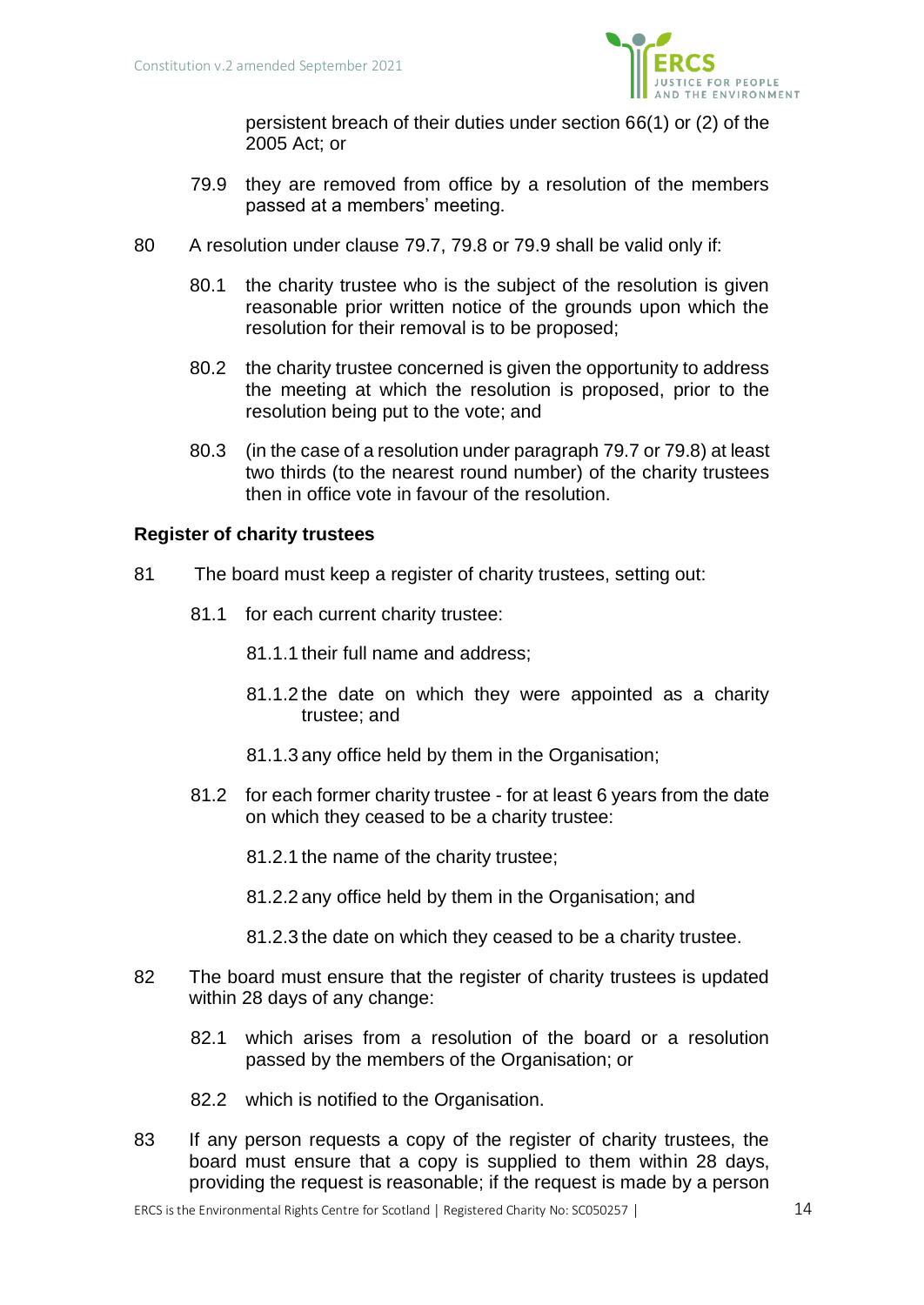persistent breach of their duties under section 66(1) or (2) of the 2005 Act; or

79.9 they are removed from office by a resolution of the members passed at a members' meeting.

80 A resolution under clause 79.7, 79.8 or 79.9 shall be valid only if:

80.1 the charity trustee who is the subject of the resolution is given reasonable prior written notice of the grounds upon which the resolution for their removal is to be proposed;

80.2 the charity trustee concerned is given the opportunity to address the meeting at which the resolution is proposed, prior to the resolution being put to the vote; and

80.3 (in the case of a resolution under paragraph 79.7 or 79.8) at least two thirds (to the nearest round number) of the charity trustees then in office vote in favour of the resolution.

**Register of charity trustees**

81 The board must keep a register of charity trustees, setting out:

81.1 for each current charity trustee:

81.1.1 their full name and address;

81.1.2 the date on which they were appointed as a charity trustee; and

81.1.3 any office held by them in the Organisation;

81.2 for each former charity trustee - for at least 6 years from the date on which they ceased to be a charity trustee:

81.2.1 the name of the charity trustee;

81.2.2 any office held by them in the Organisation; and

81.2.3 the date on which they ceased to be a charity trustee.

82 The board must ensure that the register of charity trustees is updated within 28 days of any change:

82.1 which arises from a resolution of the board or a resolution passed by the members of the Organisation; or

82.2 which is notified to the Organisation.

83 If any person requests a copy of the register of charity trustees, the board must ensure that a copy is supplied to them within 28 days, providing the request is reasonable; if the request is made by a person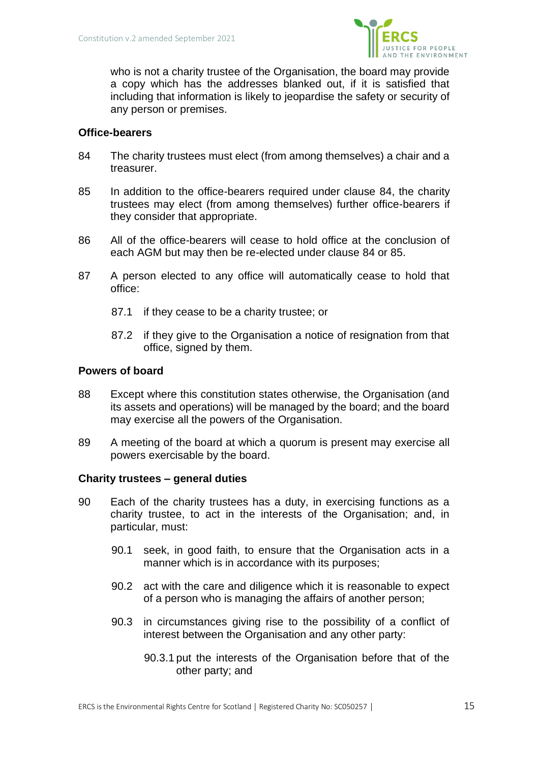who is not a charity trustee of the Organisation, the board may provide a copy which has the addresses blanked out, if it is satisfied that including that information is likely to jeopardise the safety or security of any person or premises.

### Office-bearers

84 The charity trustees must elect (from among themselves) a chair and a treasurer.

85 In addition to the office-bearers required under clause 84, the charity trustees may elect (from among themselves) further office-bearers if they consider that appropriate.

86 All of the office-bearers will cease to hold office at the conclusion of each AGM but may then be re-elected under clause 84 or 85.

87 A person elected to any office will automatically cease to hold that office:

- 87.1 if they cease to be a charity trustee; or
- 87.2 if they give to the Organisation a notice of resignation from that office, signed by them.

### Powers of board

88 Except where this constitution states otherwise, the Organisation (and its assets and operations) will be managed by the board; and the board may exercise all the powers of the Organisation.

89 A meeting of the board at which a quorum is present may exercise all powers exercisable by the board.

### Charity trustees – general duties

90 Each of the charity trustees has a duty, in exercising functions as a charity trustee, to act in the interests of the Organisation; and, in particular, must:

- 90.1 seek, in good faith, to ensure that the Organisation acts in a manner which is in accordance with its purposes;
- 90.2 act with the care and diligence which it is reasonable to expect of a person who is managing the affairs of another person;
- 90.3 in circumstances giving rise to the possibility of a conflict of interest between the Organisation and any other party:
  - 90.3.1 put the interests of the Organisation before that of the other party; and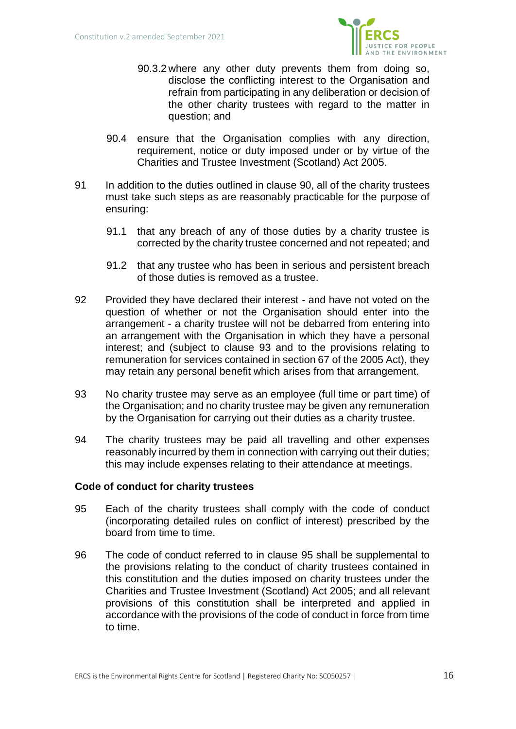90.3.2 where any other duty prevents them from doing so, disclose the conflicting interest to the Organisation and refrain from participating in any deliberation or decision of the other charity trustees with regard to the matter in question; and

90.4 ensure that the Organisation complies with any direction, requirement, notice or duty imposed under or by virtue of the Charities and Trustee Investment (Scotland) Act 2005.

91 In addition to the duties outlined in clause 90, all of the charity trustees must take such steps as are reasonably practicable for the purpose of ensuring:

91.1 that any breach of any of those duties by a charity trustee is corrected by the charity trustee concerned and not repeated; and

91.2 that any trustee who has been in serious and persistent breach of those duties is removed as a trustee.

92 Provided they have declared their interest - and have not voted on the question of whether or not the Organisation should enter into the arrangement - a charity trustee will not be debarred from entering into an arrangement with the Organisation in which they have a personal interest; and (subject to clause 93 and to the provisions relating to remuneration for services contained in section 67 of the 2005 Act), they may retain any personal benefit which arises from that arrangement.

93 No charity trustee may serve as an employee (full time or part time) of the Organisation; and no charity trustee may be given any remuneration by the Organisation for carrying out their duties as a charity trustee.

94 The charity trustees may be paid all travelling and other expenses reasonably incurred by them in connection with carrying out their duties; this may include expenses relating to their attendance at meetings.

**Code of conduct for charity trustees**

95 Each of the charity trustees shall comply with the code of conduct (incorporating detailed rules on conflict of interest) prescribed by the board from time to time.

96 The code of conduct referred to in clause 95 shall be supplemental to the provisions relating to the conduct of charity trustees contained in this constitution and the duties imposed on charity trustees under the Charities and Trustee Investment (Scotland) Act 2005; and all relevant provisions of this constitution shall be interpreted and applied in accordance with the provisions of the code of conduct in force from time to time.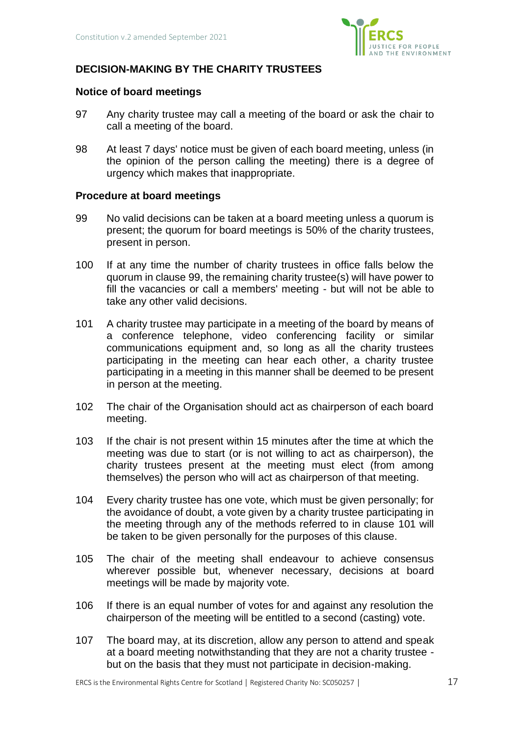## DECISION-MAKING BY THE CHARITY TRUSTEES

### Notice of board meetings

97 Any charity trustee may call a meeting of the board or ask the chair to call a meeting of the board.

98 At least 7 days' notice must be given of each board meeting, unless (in the opinion of the person calling the meeting) there is a degree of urgency which makes that inappropriate.

### Procedure at board meetings

99 No valid decisions can be taken at a board meeting unless a quorum is present; the quorum for board meetings is 50% of the charity trustees, present in person.

100 If at any time the number of charity trustees in office falls below the quorum in clause 99, the remaining charity trustee(s) will have power to fill the vacancies or call a members' meeting - but will not be able to take any other valid decisions.

101 A charity trustee may participate in a meeting of the board by means of a conference telephone, video conferencing facility or similar communications equipment and, so long as all the charity trustees participating in the meeting can hear each other, a charity trustee participating in a meeting in this manner shall be deemed to be present in person at the meeting.

102 The chair of the Organisation should act as chairperson of each board meeting.

103 If the chair is not present within 15 minutes after the time at which the meeting was due to start (or is not willing to act as chairperson), the charity trustees present at the meeting must elect (from among themselves) the person who will act as chairperson of that meeting.

104 Every charity trustee has one vote, which must be given personally; for the avoidance of doubt, a vote given by a charity trustee participating in the meeting through any of the methods referred to in clause 101 will be taken to be given personally for the purposes of this clause.

105 The chair of the meeting shall endeavour to achieve consensus wherever possible but, whenever necessary, decisions at board meetings will be made by majority vote.

106 If there is an equal number of votes for and against any resolution the chairperson of the meeting will be entitled to a second (casting) vote.

107 The board may, at its discretion, allow any person to attend and speak at a board meeting notwithstanding that they are not a charity trustee - but on the basis that they must not participate in decision-making.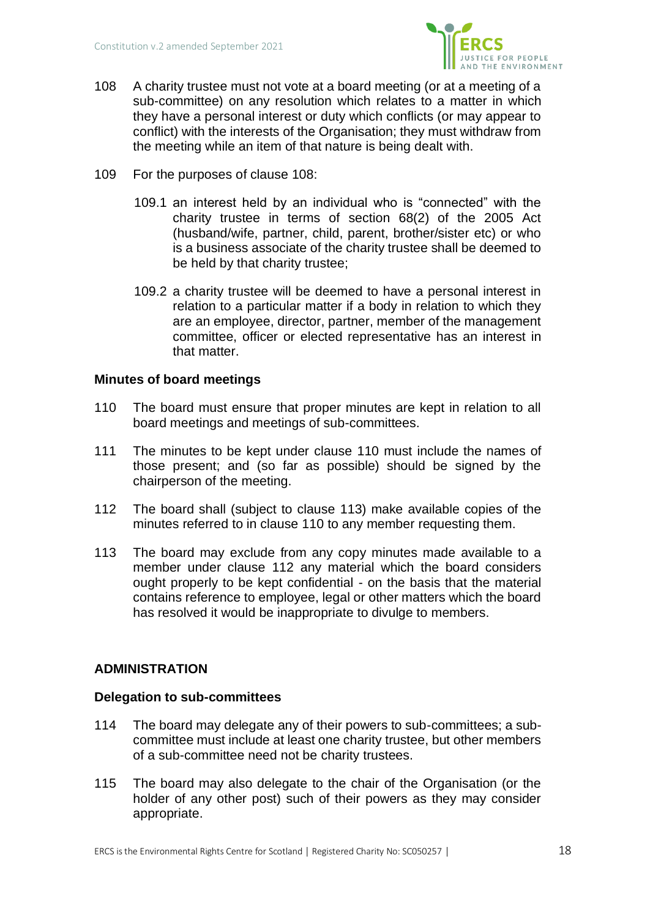108 A charity trustee must not vote at a board meeting (or at a meeting of a sub-committee) on any resolution which relates to a matter in which they have a personal interest or duty which conflicts (or may appear to conflict) with the interests of the Organisation; they must withdraw from the meeting while an item of that nature is being dealt with.

109 For the purposes of clause 108:

109.1 an interest held by an individual who is "connected" with the charity trustee in terms of section 68(2) of the 2005 Act (husband/wife, partner, child, parent, brother/sister etc) or who is a business associate of the charity trustee shall be deemed to be held by that charity trustee;

109.2 a charity trustee will be deemed to have a personal interest in relation to a particular matter if a body in relation to which they are an employee, director, partner, member of the management committee, officer or elected representative has an interest in that matter.

**Minutes of board meetings**

110 The board must ensure that proper minutes are kept in relation to all board meetings and meetings of sub-committees.

111 The minutes to be kept under clause 110 must include the names of those present; and (so far as possible) should be signed by the chairperson of the meeting.

112 The board shall (subject to clause 113) make available copies of the minutes referred to in clause 110 to any member requesting them.

113 The board may exclude from any copy minutes made available to a member under clause 112 any material which the board considers ought properly to be kept confidential - on the basis that the material contains reference to employee, legal or other matters which the board has resolved it would be inappropriate to divulge to members.

## ADMINISTRATION

**Delegation to sub-committees**

114 The board may delegate any of their powers to sub-committees; a sub-committee must include at least one charity trustee, but other members of a sub-committee need not be charity trustees.

115 The board may also delegate to the chair of the Organisation (or the holder of any other post) such of their powers as they may consider appropriate.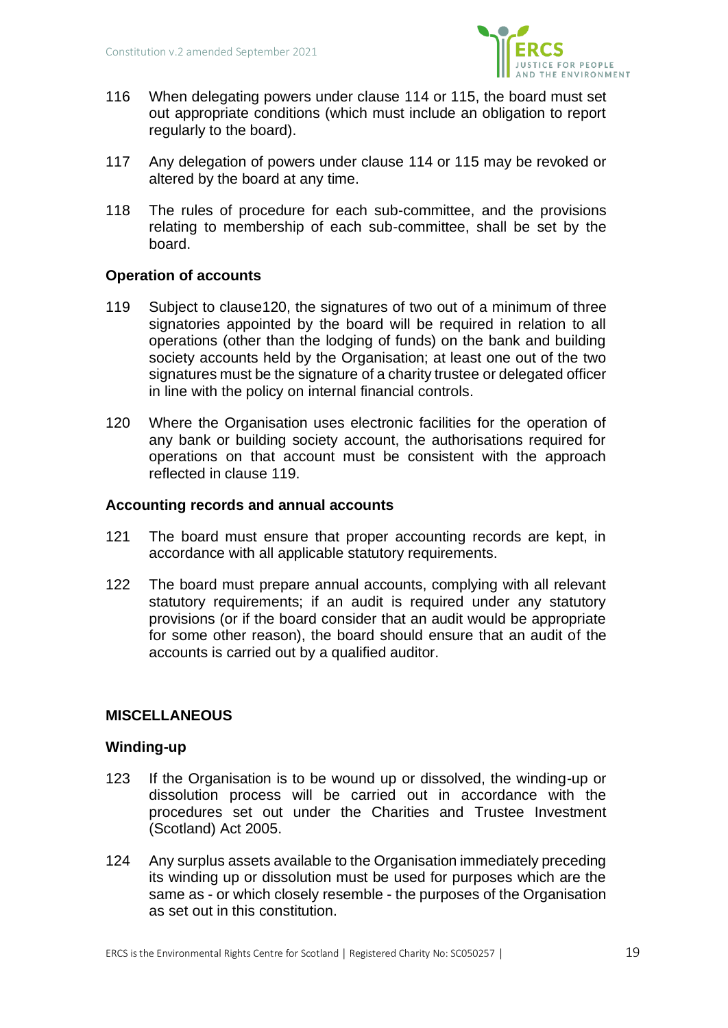116 When delegating powers under clause 114 or 115, the board must set out appropriate conditions (which must include an obligation to report regularly to the board).

117 Any delegation of powers under clause 114 or 115 may be revoked or altered by the board at any time.

118 The rules of procedure for each sub-committee, and the provisions relating to membership of each sub-committee, shall be set by the board.

### Operation of accounts

119 Subject to clause120, the signatures of two out of a minimum of three signatories appointed by the board will be required in relation to all operations (other than the lodging of funds) on the bank and building society accounts held by the Organisation; at least one out of the two signatures must be the signature of a charity trustee or delegated officer in line with the policy on internal financial controls.

120 Where the Organisation uses electronic facilities for the operation of any bank or building society account, the authorisations required for operations on that account must be consistent with the approach reflected in clause 119.

### Accounting records and annual accounts

121 The board must ensure that proper accounting records are kept, in accordance with all applicable statutory requirements.

122 The board must prepare annual accounts, complying with all relevant statutory requirements; if an audit is required under any statutory provisions (or if the board consider that an audit would be appropriate for some other reason), the board should ensure that an audit of the accounts is carried out by a qualified auditor.

## MISCELLANEOUS

### Winding-up

123 If the Organisation is to be wound up or dissolved, the winding-up or dissolution process will be carried out in accordance with the procedures set out under the Charities and Trustee Investment (Scotland) Act 2005.

124 Any surplus assets available to the Organisation immediately preceding its winding up or dissolution must be used for purposes which are the same as - or which closely resemble - the purposes of the Organisation as set out in this constitution.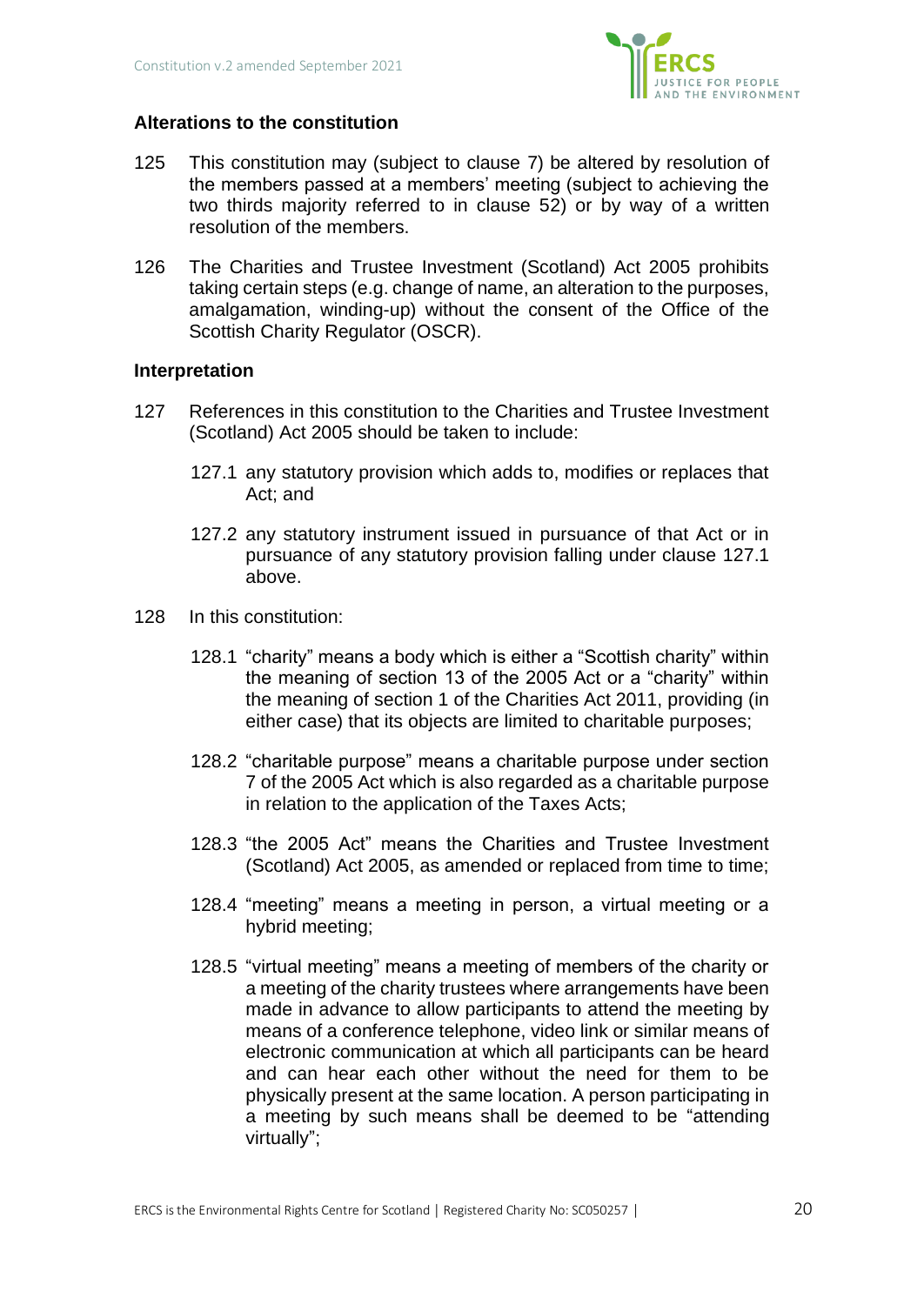### Alterations to the constitution

125 This constitution may (subject to clause 7) be altered by resolution of the members passed at a members' meeting (subject to achieving the two thirds majority referred to in clause 52) or by way of a written resolution of the members.

126 The Charities and Trustee Investment (Scotland) Act 2005 prohibits taking certain steps (e.g. change of name, an alteration to the purposes, amalgamation, winding-up) without the consent of the Office of the Scottish Charity Regulator (OSCR).

### Interpretation

127 References in this constitution to the Charities and Trustee Investment (Scotland) Act 2005 should be taken to include:

- 127.1 any statutory provision which adds to, modifies or replaces that Act; and
- 127.2 any statutory instrument issued in pursuance of that Act or in pursuance of any statutory provision falling under clause 127.1 above.

128 In this constitution:

- 128.1 "charity" means a body which is either a "Scottish charity" within the meaning of section 13 of the 2005 Act or a "charity" within the meaning of section 1 of the Charities Act 2011, providing (in either case) that its objects are limited to charitable purposes;
- 128.2 "charitable purpose" means a charitable purpose under section 7 of the 2005 Act which is also regarded as a charitable purpose in relation to the application of the Taxes Acts;
- 128.3 "the 2005 Act" means the Charities and Trustee Investment (Scotland) Act 2005, as amended or replaced from time to time;
- 128.4 "meeting" means a meeting in person, a virtual meeting or a hybrid meeting;
- 128.5 "virtual meeting" means a meeting of members of the charity or a meeting of the charity trustees where arrangements have been made in advance to allow participants to attend the meeting by means of a conference telephone, video link or similar means of electronic communication at which all participants can be heard and can hear each other without the need for them to be physically present at the same location. A person participating in a meeting by such means shall be deemed to be "attending virtually";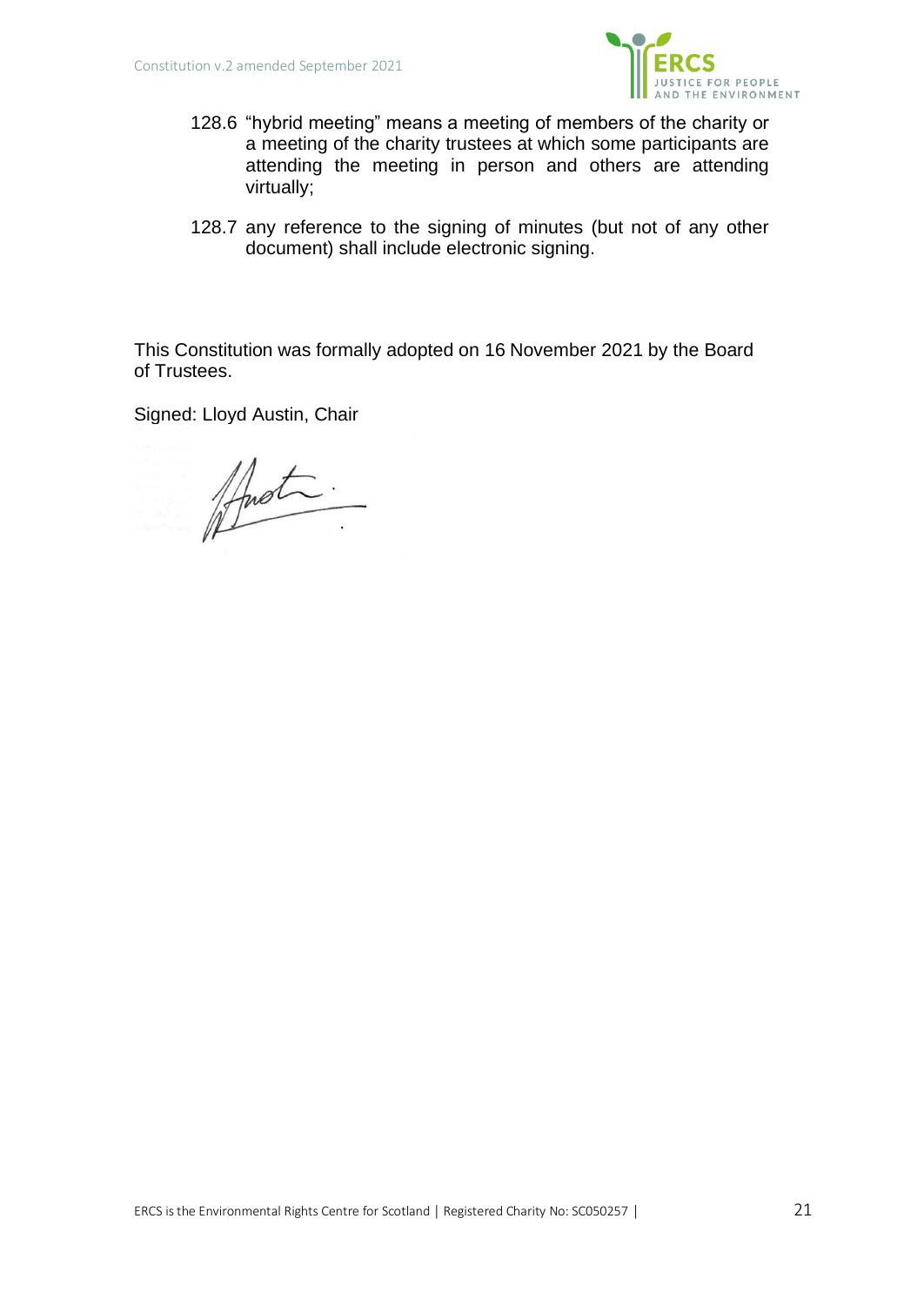128.6 "hybrid meeting" means a meeting of members of the charity or a meeting of the charity trustees at which some participants are attending the meeting in person and others are attending virtually;

128.7 any reference to the signing of minutes (but not of any other document) shall include electronic signing.

This Constitution was formally adopted on 16 November 2021 by the Board of Trustees.

Signed: Lloyd Austin, Chair